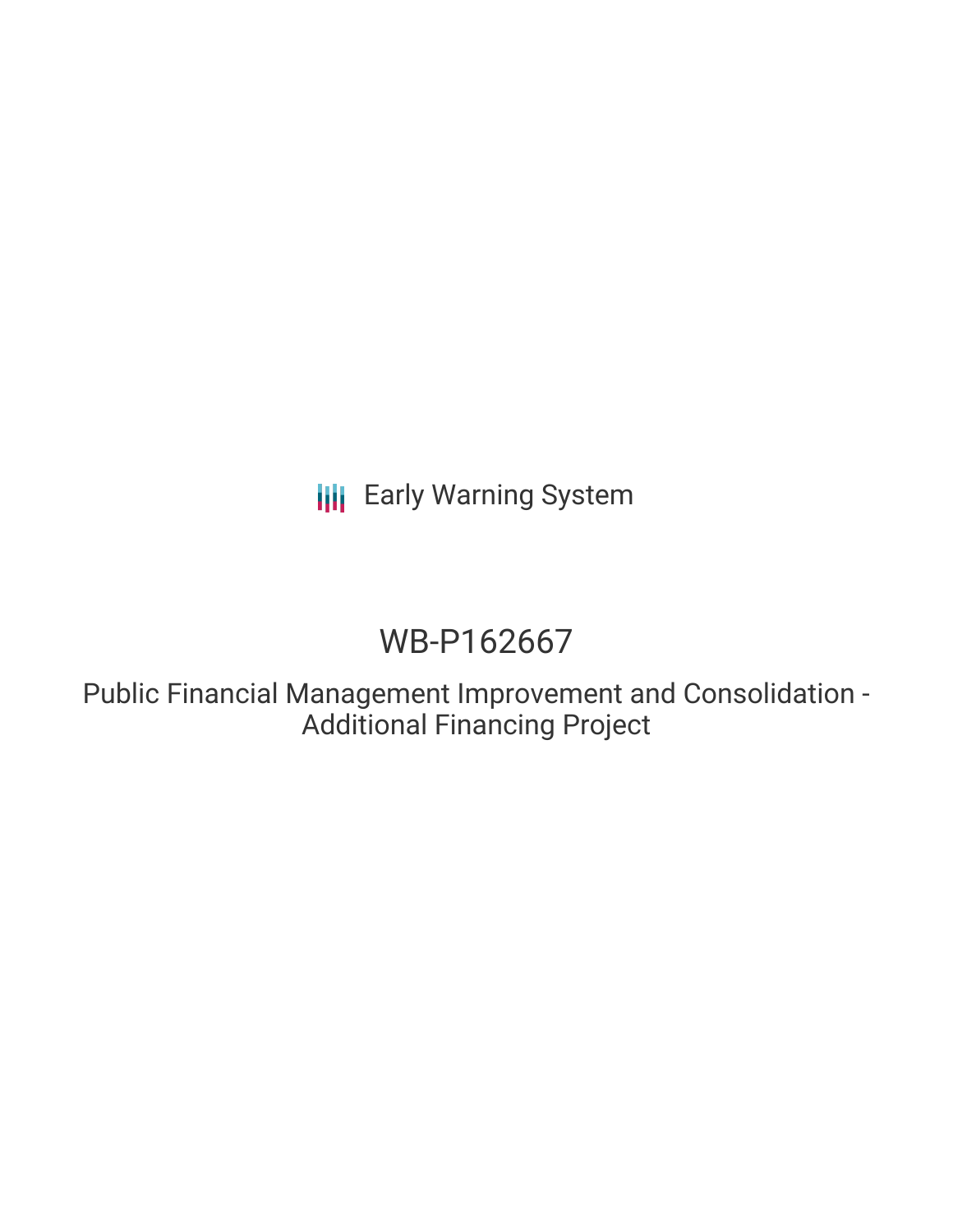Early Warning System

# WB-P162667

## Public Financial Management Improvement and Consolidation - Additional Financing Project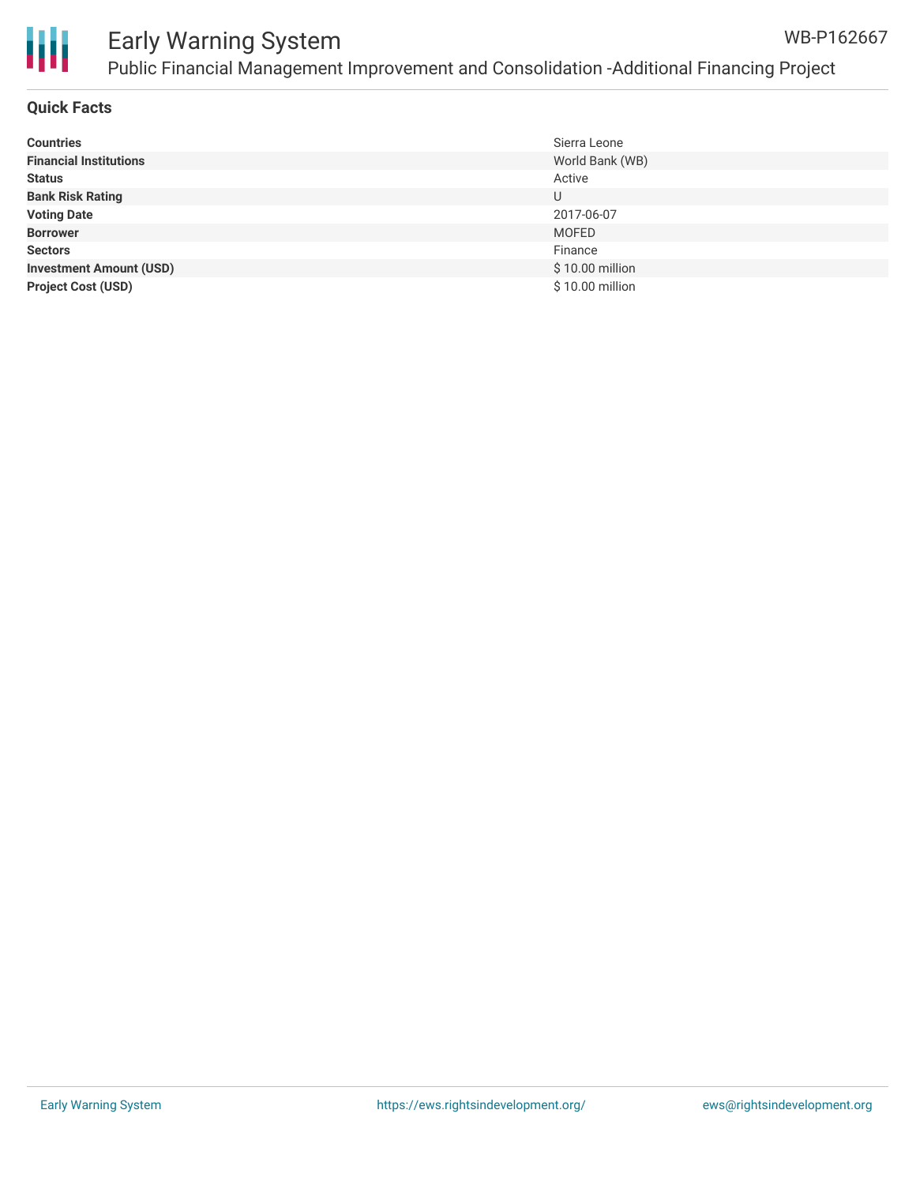## Quick Facts

| | |
|---|---|
| **Countries** | Sierra Leone |
| **Financial Institutions** | World Bank (WB) |
| **Status** | Active |
| **Bank Risk Rating** | U |
| **Voting Date** | 2017-06-07 |
| **Borrower** | MOFED |
| **Sectors** | Finance |
| **Investment Amount (USD)** | $ 10.00 million |
| **Project Cost (USD)** | $ 10.00 million |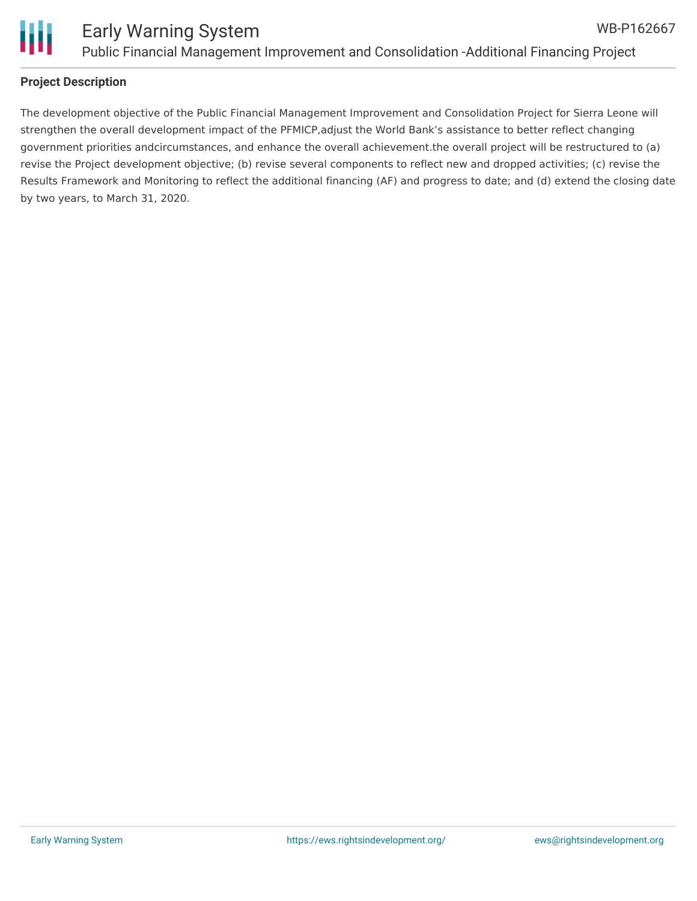## Project Description

The development objective of the Public Financial Management Improvement and Consolidation Project for Sierra Leone will strengthen the overall development impact of the PFMICP,adjust the World Bank's assistance to better reflect changing government priorities andcircumstances, and enhance the overall achievement.the overall project will be restructured to (a) revise the Project development objective; (b) revise several components to reflect new and dropped activities; (c) revise the Results Framework and Monitoring to reflect the additional financing (AF) and progress to date; and (d) extend the closing date by two years, to March 31, 2020.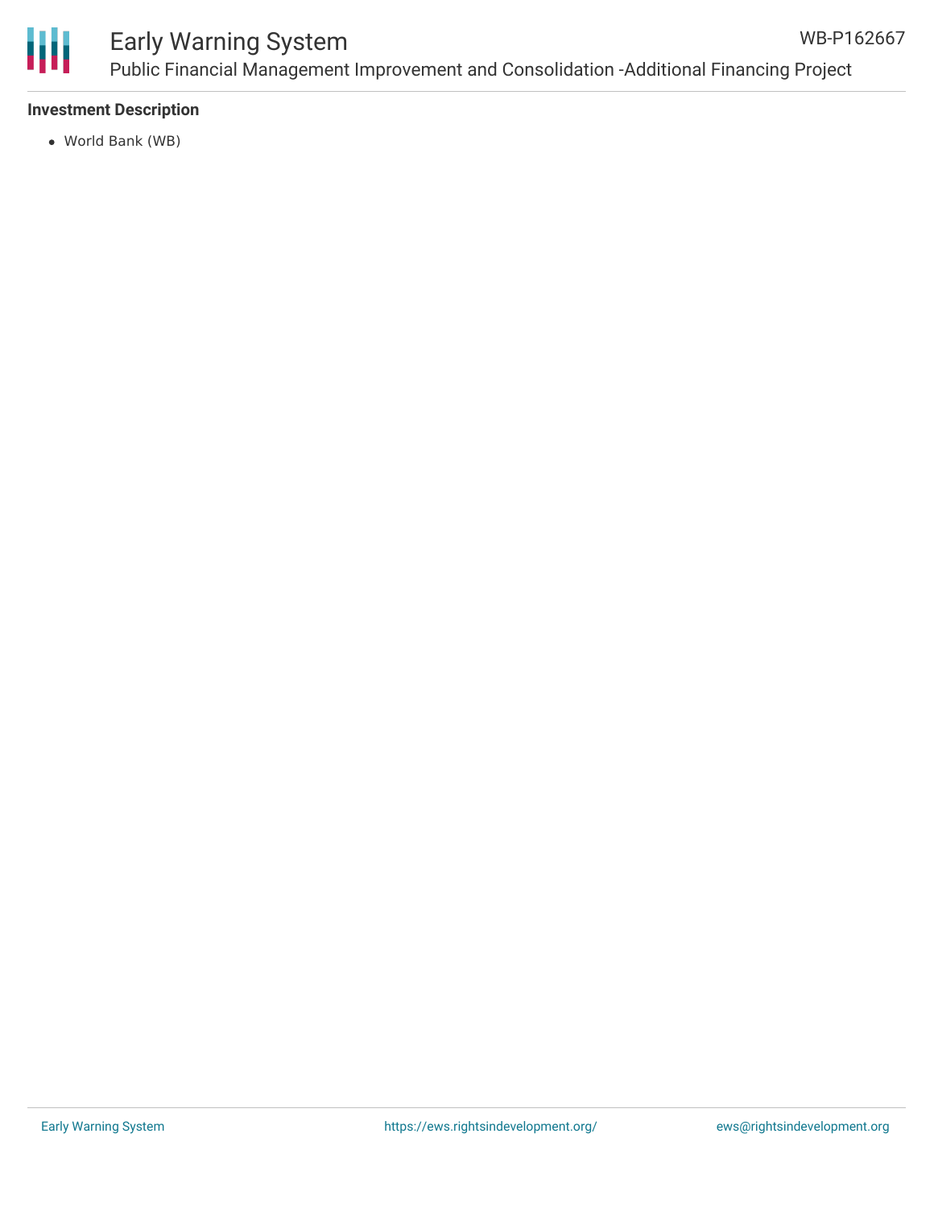**Investment Description**

- World Bank (WB)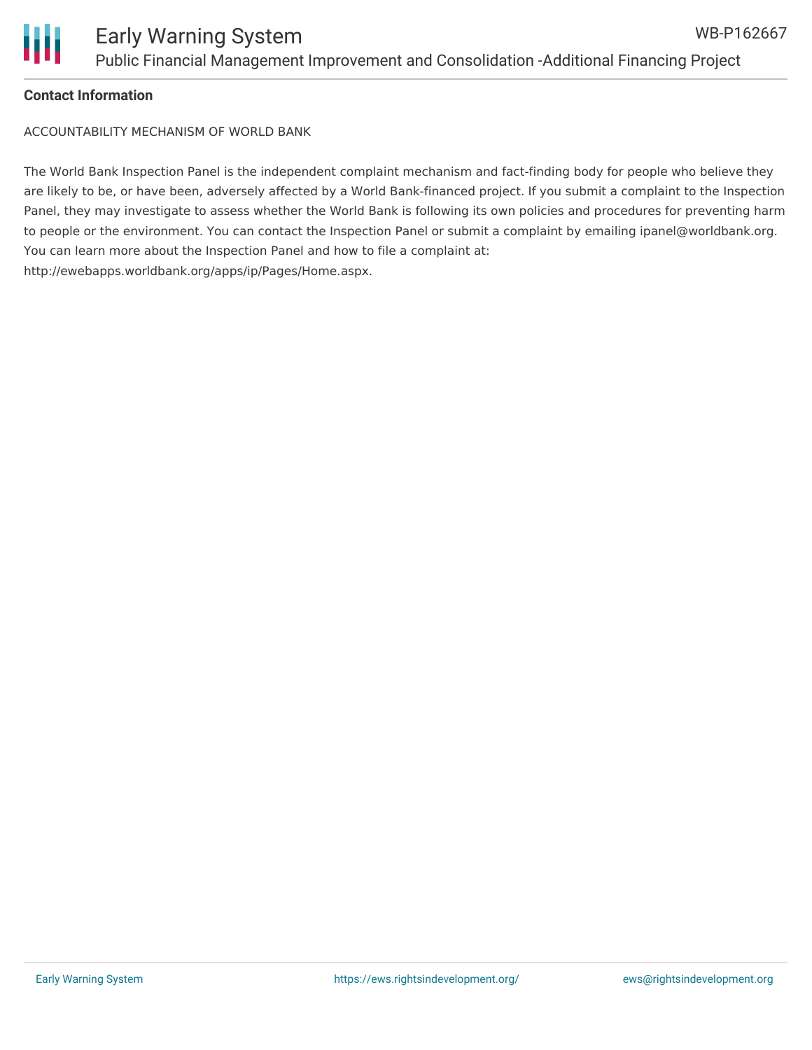**Contact Information**

ACCOUNTABILITY MECHANISM OF WORLD BANK

The World Bank Inspection Panel is the independent complaint mechanism and fact-finding body for people who believe they are likely to be, or have been, adversely affected by a World Bank-financed project. If you submit a complaint to the Inspection Panel, they may investigate to assess whether the World Bank is following its own policies and procedures for preventing harm to people or the environment. You can contact the Inspection Panel or submit a complaint by emailing ipanel@worldbank.org. You can learn more about the Inspection Panel and how to file a complaint at: http://ewebapps.worldbank.org/apps/ip/Pages/Home.aspx.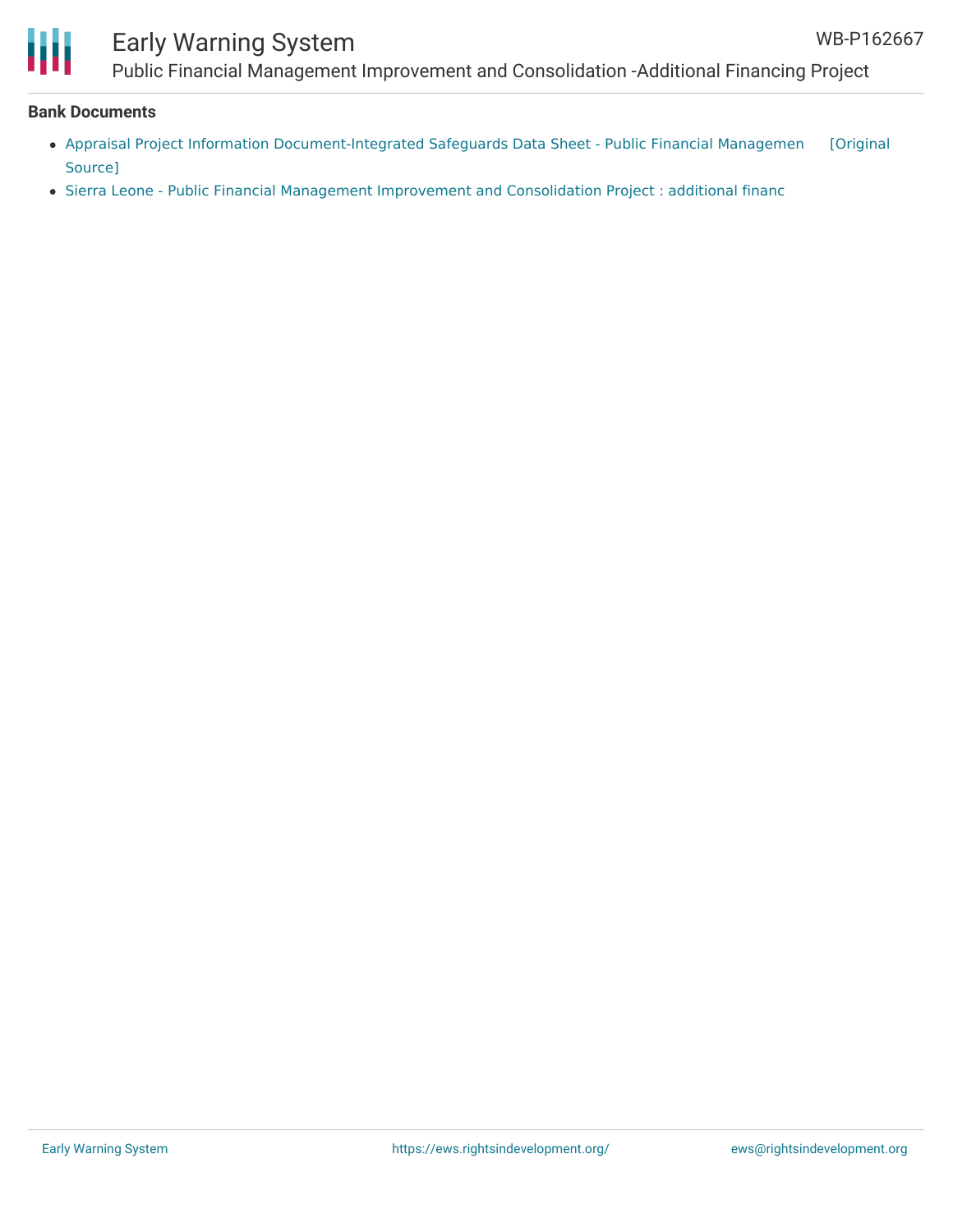**Bank Documents**

- Appraisal Project Information Document-Integrated Safeguards Data Sheet - Public Financial Managemen [Original Source]
- Sierra Leone - Public Financial Management Improvement and Consolidation Project : additional financ